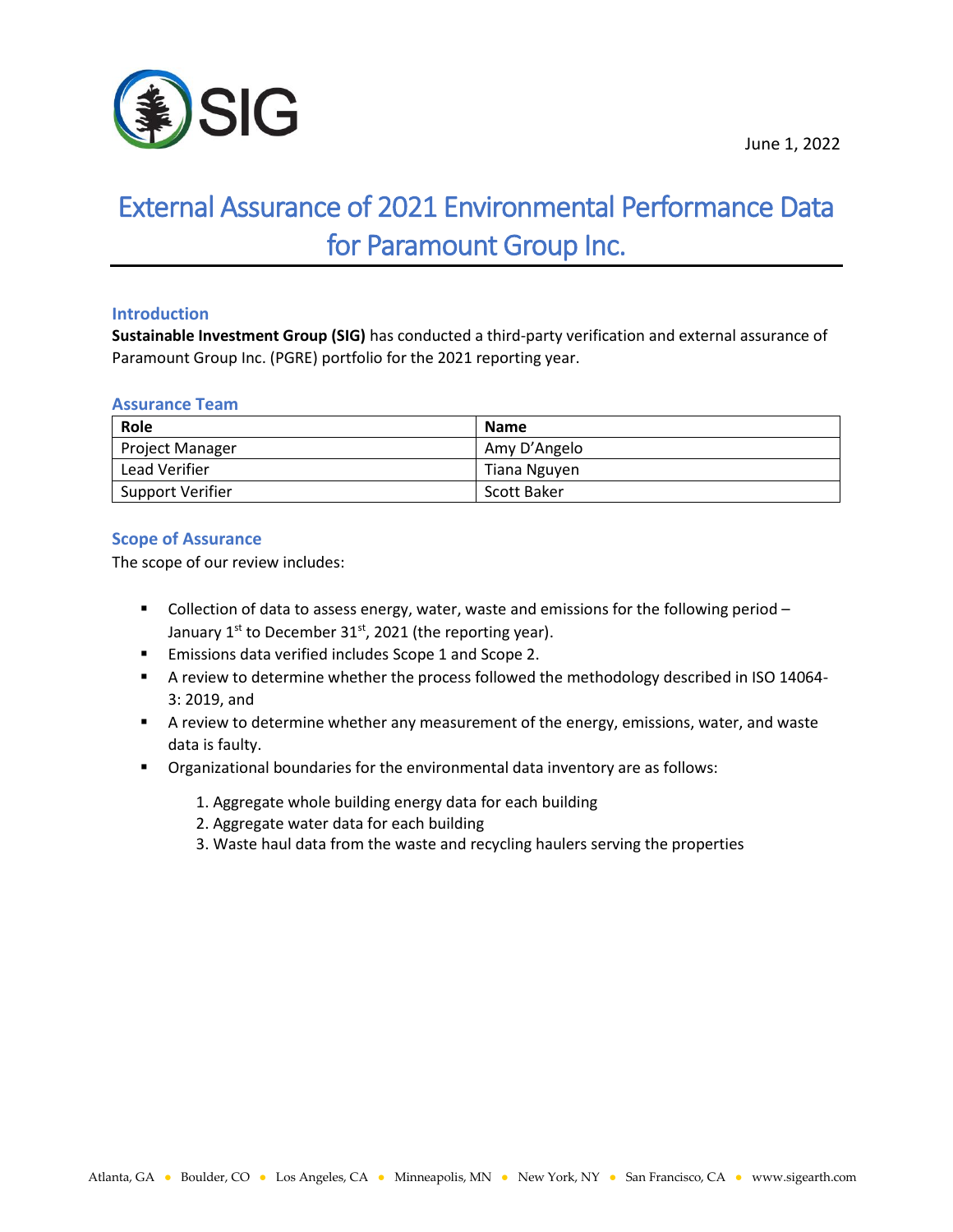June 1, 2022

# External Assurance of 2021 Environmental Performance Data for Paramount Group Inc.

## Introduction

**Sustainable Investment Group (SIG)** has conducted a third-party verification and external assurance of Paramount Group Inc. (PGRE) portfolio for the 2021 reporting year.

## Assurance Team

| Role | Name |
|---|---|
| Project Manager | Amy D'Angelo |
| Lead Verifier | Tiana Nguyen |
| Support Verifier | Scott Baker |

## Scope of Assurance

The scope of our review includes:

- Collection of data to assess energy, water, waste and emissions for the following period – January 1st to December 31st, 2021 (the reporting year).
- Emissions data verified includes Scope 1 and Scope 2.
- A review to determine whether the process followed the methodology described in ISO 14064-3: 2019, and
- A review to determine whether any measurement of the energy, emissions, water, and waste data is faulty.
- Organizational boundaries for the environmental data inventory are as follows:
    1. Aggregate whole building energy data for each building
    2. Aggregate water data for each building
    3. Waste haul data from the waste and recycling haulers serving the properties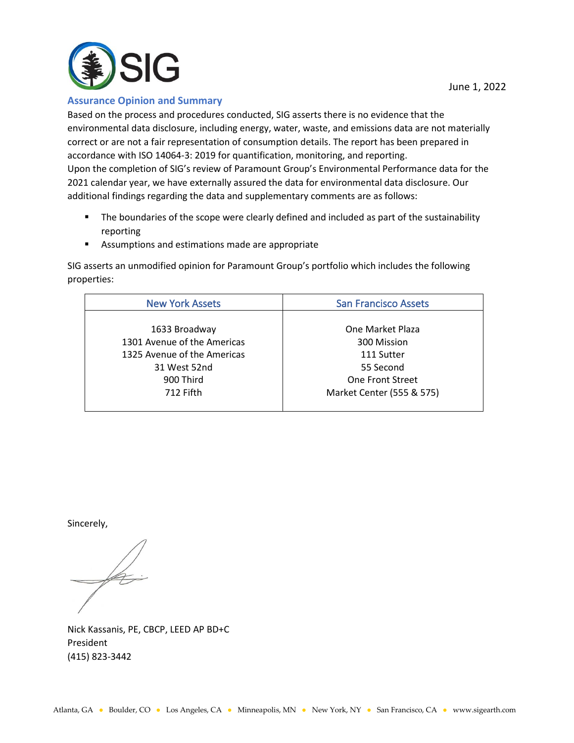June 1, 2022

## Assurance Opinion and Summary

Based on the process and procedures conducted, SIG asserts there is no evidence that the environmental data disclosure, including energy, water, waste, and emissions data are not materially correct or are not a fair representation of consumption details. The report has been prepared in accordance with ISO 14064-3: 2019 for quantification, monitoring, and reporting.
Upon the completion of SIG's review of Paramount Group's Environmental Performance data for the 2021 calendar year, we have externally assured the data for environmental data disclosure. Our additional findings regarding the data and supplementary comments are as follows:

- The boundaries of the scope were clearly defined and included as part of the sustainability reporting
- Assumptions and estimations made are appropriate

SIG asserts an unmodified opinion for Paramount Group's portfolio which includes the following properties:

| New York Assets | San Francisco Assets |
|---|---|
| 1633 Broadway | One Market Plaza |
| 1301 Avenue of the Americas | 300 Mission |
| 1325 Avenue of the Americas | 111 Sutter |
| 31 West 52nd | 55 Second |
| 900 Third | One Front Street |
| 712 Fifth | Market Center (555 & 575) |

Sincerely,

Nick Kassanis, PE, CBCP, LEED AP BD+C
President
(415) 823-3442

Atlanta, GA • Boulder, CO • Los Angeles, CA • Minneapolis, MN • New York, NY • San Francisco, CA • www.sigearth.com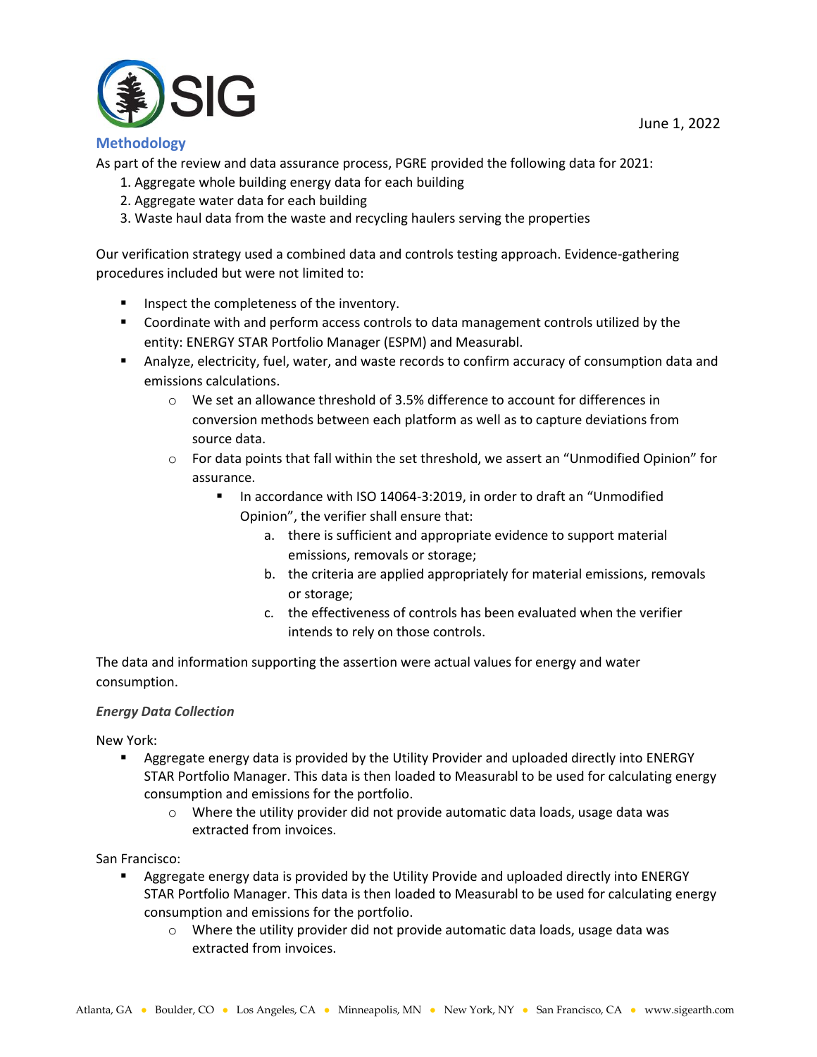June 1, 2022

## Methodology

As part of the review and data assurance process, PGRE provided the following data for 2021:

1. Aggregate whole building energy data for each building
2. Aggregate water data for each building
3. Waste haul data from the waste and recycling haulers serving the properties

Our verification strategy used a combined data and controls testing approach. Evidence-gathering procedures included but were not limited to:

- Inspect the completeness of the inventory.
- Coordinate with and perform access controls to data management controls utilized by the entity: ENERGY STAR Portfolio Manager (ESPM) and Measurabl.
- Analyze, electricity, fuel, water, and waste records to confirm accuracy of consumption data and emissions calculations.
  - We set an allowance threshold of 3.5% difference to account for differences in conversion methods between each platform as well as to capture deviations from source data.
  - For data points that fall within the set threshold, we assert an "Unmodified Opinion" for assurance.
    - In accordance with ISO 14064-3:2019, in order to draft an "Unmodified Opinion", the verifier shall ensure that:
      a. there is sufficient and appropriate evidence to support material emissions, removals or storage;
      b. the criteria are applied appropriately for material emissions, removals or storage;
      c. the effectiveness of controls has been evaluated when the verifier intends to rely on those controls.

The data and information supporting the assertion were actual values for energy and water consumption.

***Energy Data Collection***

New York:

- Aggregate energy data is provided by the Utility Provider and uploaded directly into ENERGY STAR Portfolio Manager. This data is then loaded to Measurabl to be used for calculating energy consumption and emissions for the portfolio.
  - Where the utility provider did not provide automatic data loads, usage data was extracted from invoices.

San Francisco:

- Aggregate energy data is provided by the Utility Provide and uploaded directly into ENERGY STAR Portfolio Manager. This data is then loaded to Measurabl to be used for calculating energy consumption and emissions for the portfolio.
  - Where the utility provider did not provide automatic data loads, usage data was extracted from invoices.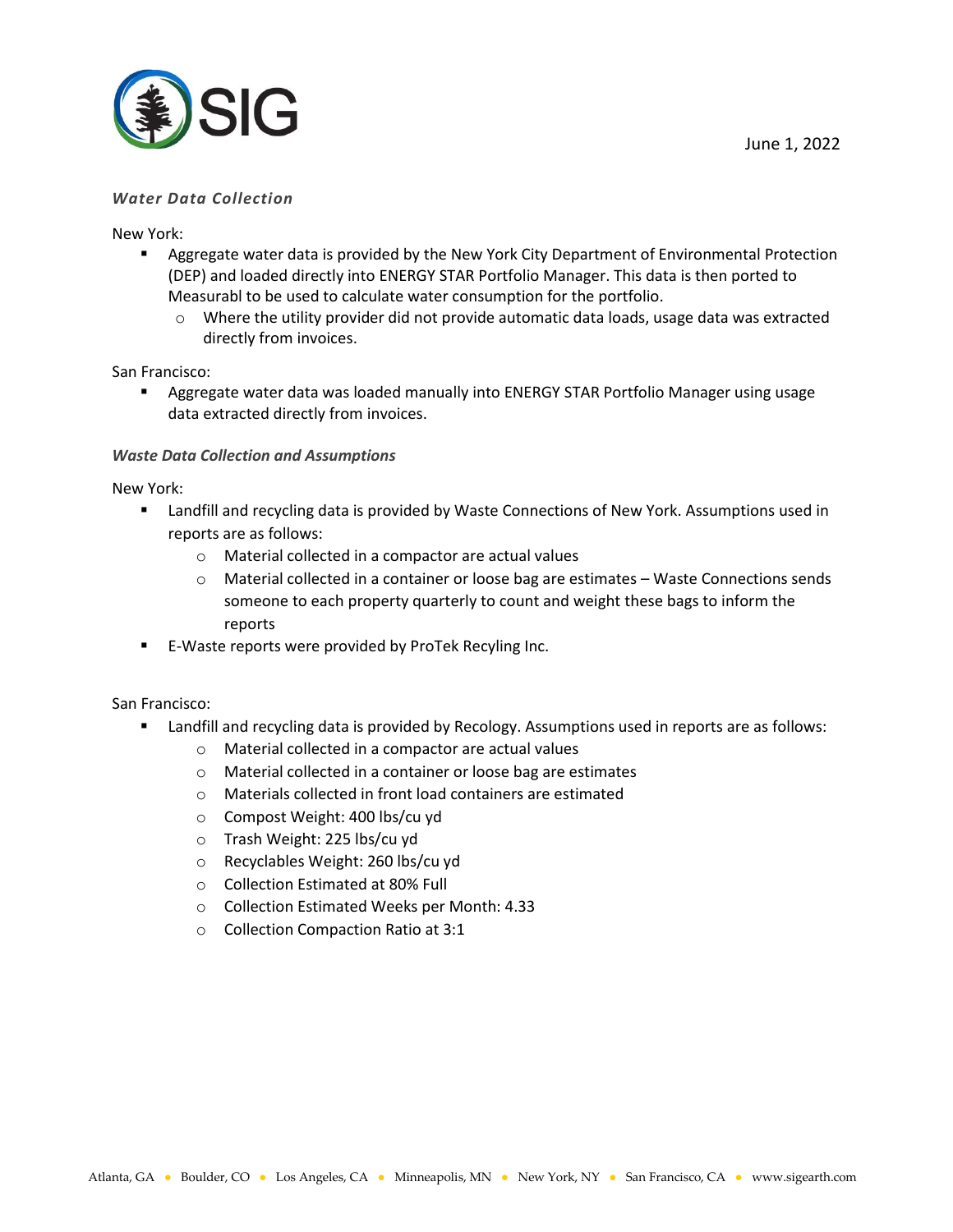June 1, 2022

***Water Data Collection***

New York:

- Aggregate water data is provided by the New York City Department of Environmental Protection (DEP) and loaded directly into ENERGY STAR Portfolio Manager. This data is then ported to Measurabl to be used to calculate water consumption for the portfolio.
  - Where the utility provider did not provide automatic data loads, usage data was extracted directly from invoices.

San Francisco:

- Aggregate water data was loaded manually into ENERGY STAR Portfolio Manager using usage data extracted directly from invoices.

*Waste Data Collection and Assumptions*

New York:

- Landfill and recycling data is provided by Waste Connections of New York. Assumptions used in reports are as follows:
  - Material collected in a compactor are actual values
  - Material collected in a container or loose bag are estimates – Waste Connections sends someone to each property quarterly to count and weight these bags to inform the reports
- E-Waste reports were provided by ProTek Recyling Inc.

San Francisco:

- Landfill and recycling data is provided by Recology. Assumptions used in reports are as follows:
  - Material collected in a compactor are actual values
  - Material collected in a container or loose bag are estimates
  - Materials collected in front load containers are estimated
  - Compost Weight: 400 lbs/cu yd
  - Trash Weight: 225 lbs/cu yd
  - Recyclables Weight: 260 lbs/cu yd
  - Collection Estimated at 80% Full
  - Collection Estimated Weeks per Month: 4.33
  - Collection Compaction Ratio at 3:1